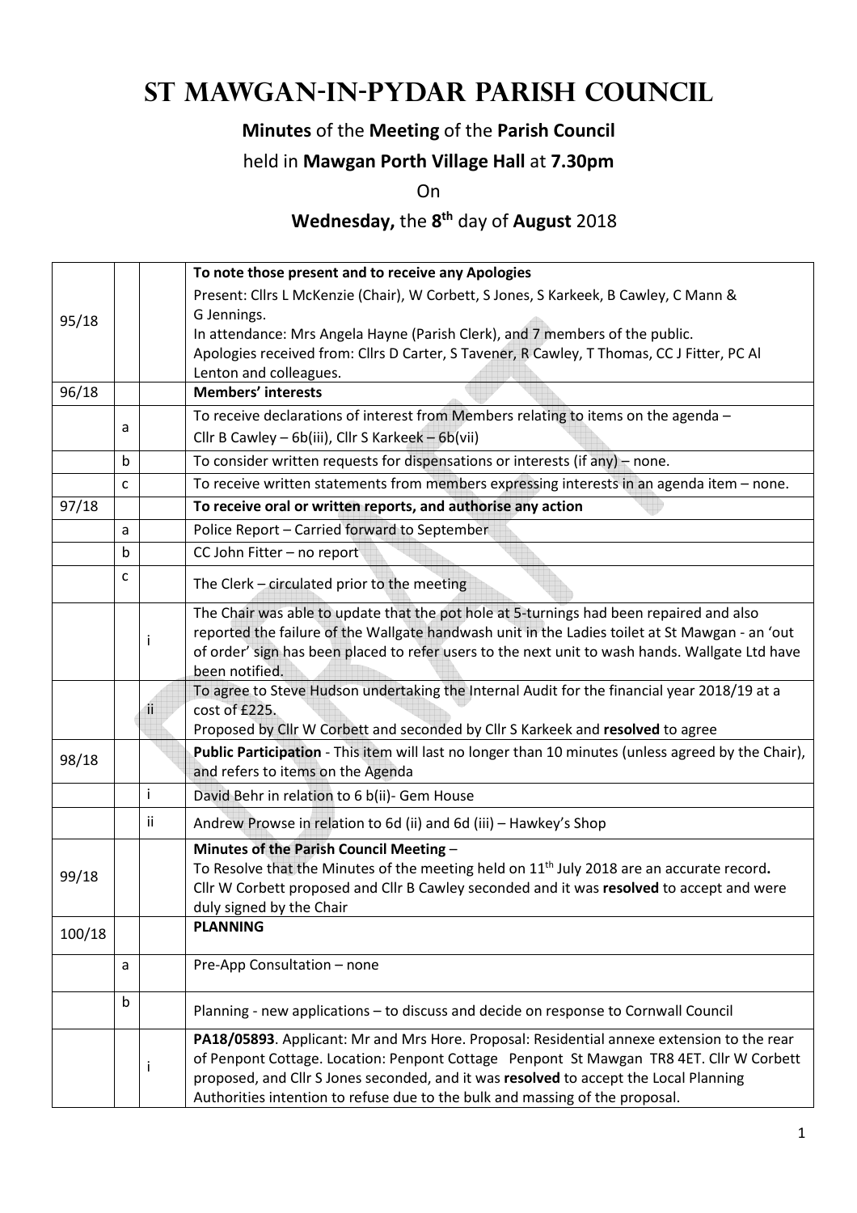# St Mawgan-in-Pydar Parish Council

**Minutes** of the **Meeting** of the **Parish Council**

held in **Mawgan Porth Village Hall** at **7.30pm**

On

**Wednesday,** the **8th** day of **August** 2018

| | | | |
|---|---|---|---|
| 95/18 | | | **To note those present and to receive any Apologies**<br>Present: Cllrs L McKenzie (Chair), W Corbett, S Jones, S Karkeek, B Cawley, C Mann & G Jennings.<br>In attendance: Mrs Angela Hayne (Parish Clerk), and 7 members of the public.<br>Apologies received from: Cllrs D Carter, S Tavener, R Cawley, T Thomas, CC J Fitter, PC Al Lenton and colleagues. |
| 96/18 | | | **Members' interests** |
| | a | | To receive declarations of interest from Members relating to items on the agenda – Cllr B Cawley – 6b(iii), Cllr S Karkeek – 6b(vii) |
| | b | | To consider written requests for dispensations or interests (if any) – none. |
| | c | | To receive written statements from members expressing interests in an agenda item – none. |
| 97/18 | | | **To receive oral or written reports, and authorise any action** |
| | a | | Police Report – Carried forward to September |
| | b | | CC John Fitter – no report |
| | c | | The Clerk – circulated prior to the meeting |
| | | i | The Chair was able to update that the pot hole at 5-turnings had been repaired and also reported the failure of the Wallgate handwash unit in the Ladies toilet at St Mawgan - an 'out of order' sign has been placed to refer users to the next unit to wash hands. Wallgate Ltd have been notified. |
| | | ii | To agree to Steve Hudson undertaking the Internal Audit for the financial year 2018/19 at a cost of £225.<br>Proposed by Cllr W Corbett and seconded by Cllr S Karkeek and **resolved** to agree |
| 98/18 | | | **Public Participation** - This item will last no longer than 10 minutes (unless agreed by the Chair), and refers to items on the Agenda |
| | | i | David Behr in relation to 6 b(ii)- Gem House |
| | | ii | Andrew Prowse in relation to 6d (ii) and 6d (iii) – Hawkey's Shop |
| 99/18 | | | **Minutes of the Parish Council Meeting** –<br>To Resolve that the Minutes of the meeting held on 11th July 2018 are an accurate record**.**<br>Cllr W Corbett proposed and Cllr B Cawley seconded and it was **resolved** to accept and were duly signed by the Chair |
| 100/18 | | | **PLANNING** |
| | a | | Pre-App Consultation – none |
| | b | | Planning - new applications – to discuss and decide on response to Cornwall Council |
| | | i | **PA18/05893**. Applicant: Mr and Mrs Hore. Proposal: Residential annexe extension to the rear of Penpont Cottage. Location: Penpont Cottage Penpont St Mawgan TR8 4ET. Cllr W Corbett proposed, and Cllr S Jones seconded, and it was **resolved** to accept the Local Planning Authorities intention to refuse due to the bulk and massing of the proposal. |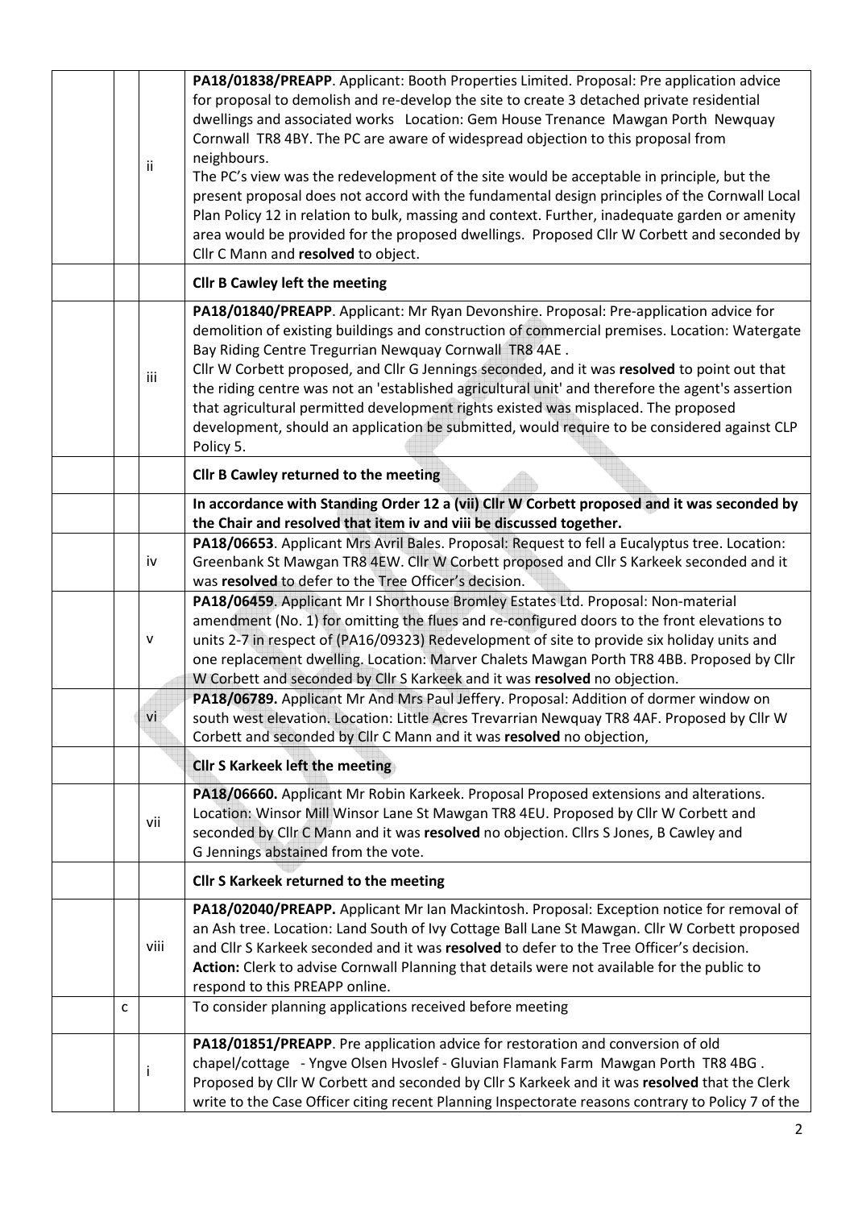| | | |
|---|---|---|
| | ii | **PA18/01838/PREAPP**. Applicant: Booth Properties Limited. Proposal: Pre application advice for proposal to demolish and re-develop the site to create 3 detached private residential dwellings and associated works Location: Gem House Trenance Mawgan Porth Newquay Cornwall TR8 4BY. The PC are aware of widespread objection to this proposal from neighbours.<br>The PC's view was the redevelopment of the site would be acceptable in principle, but the present proposal does not accord with the fundamental design principles of the Cornwall Local Plan Policy 12 in relation to bulk, massing and context. Further, inadequate garden or amenity area would be provided for the proposed dwellings. Proposed Cllr W Corbett and seconded by Cllr C Mann and **resolved** to object. |
| | | **Cllr B Cawley left the meeting** |
| | iii | **PA18/01840/PREAPP**. Applicant: Mr Ryan Devonshire. Proposal: Pre-application advice for demolition of existing buildings and construction of commercial premises. Location: Watergate Bay Riding Centre Tregurrian Newquay Cornwall TR8 4AE .<br>Cllr W Corbett proposed, and Cllr G Jennings seconded, and it was **resolved** to point out that the riding centre was not an 'established agricultural unit' and therefore the agent's assertion that agricultural permitted development rights existed was misplaced. The proposed development, should an application be submitted, would require to be considered against CLP Policy 5. |
| | | **Cllr B Cawley returned to the meeting** |
| | | **In accordance with Standing Order 12 a (vii) Cllr W Corbett proposed and it was seconded by the Chair and resolved that item iv and viii be discussed together.** |
| | iv | **PA18/06653**. Applicant Mrs Avril Bales. Proposal: Request to fell a Eucalyptus tree. Location: Greenbank St Mawgan TR8 4EW. Cllr W Corbett proposed and Cllr S Karkeek seconded and it was **resolved** to defer to the Tree Officer's decision. |
| | v | **PA18/06459**. Applicant Mr I Shorthouse Bromley Estates Ltd. Proposal: Non-material amendment (No. 1) for omitting the flues and re-configured doors to the front elevations to units 2-7 in respect of (PA16/09323) Redevelopment of site to provide six holiday units and one replacement dwelling. Location: Marver Chalets Mawgan Porth TR8 4BB. Proposed by Cllr W Corbett and seconded by Cllr S Karkeek and it was **resolved** no objection. |
| | vi | **PA18/06789.** Applicant Mr And Mrs Paul Jeffery. Proposal: Addition of dormer window on south west elevation. Location: Little Acres Trevarrian Newquay TR8 4AF. Proposed by Cllr W Corbett and seconded by Cllr C Mann and it was **resolved** no objection, |
| | | **Cllr S Karkeek left the meeting** |
| | vii | **PA18/06660.** Applicant Mr Robin Karkeek. Proposal Proposed extensions and alterations. Location: Winsor Mill Winsor Lane St Mawgan TR8 4EU. Proposed by Cllr W Corbett and seconded by Cllr C Mann and it was **resolved** no objection. Cllrs S Jones, B Cawley and G Jennings abstained from the vote. |
| | | **Cllr S Karkeek returned to the meeting** |
| | viii | **PA18/02040/PREAPP.** Applicant Mr Ian Mackintosh. Proposal: Exception notice for removal of an Ash tree. Location: Land South of Ivy Cottage Ball Lane St Mawgan. Cllr W Corbett proposed and Cllr S Karkeek seconded and it was **resolved** to defer to the Tree Officer's decision.<br>**Action:** Clerk to advise Cornwall Planning that details were not available for the public to respond to this PREAPP online. |
| c | | To consider planning applications received before meeting |
| | i | **PA18/01851/PREAPP**. Pre application advice for restoration and conversion of old chapel/cottage - Yngve Olsen Hvoslef - Gluvian Flamank Farm Mawgan Porth TR8 4BG . Proposed by Cllr W Corbett and seconded by Cllr S Karkeek and it was **resolved** that the Clerk write to the Case Officer citing recent Planning Inspectorate reasons contrary to Policy 7 of the |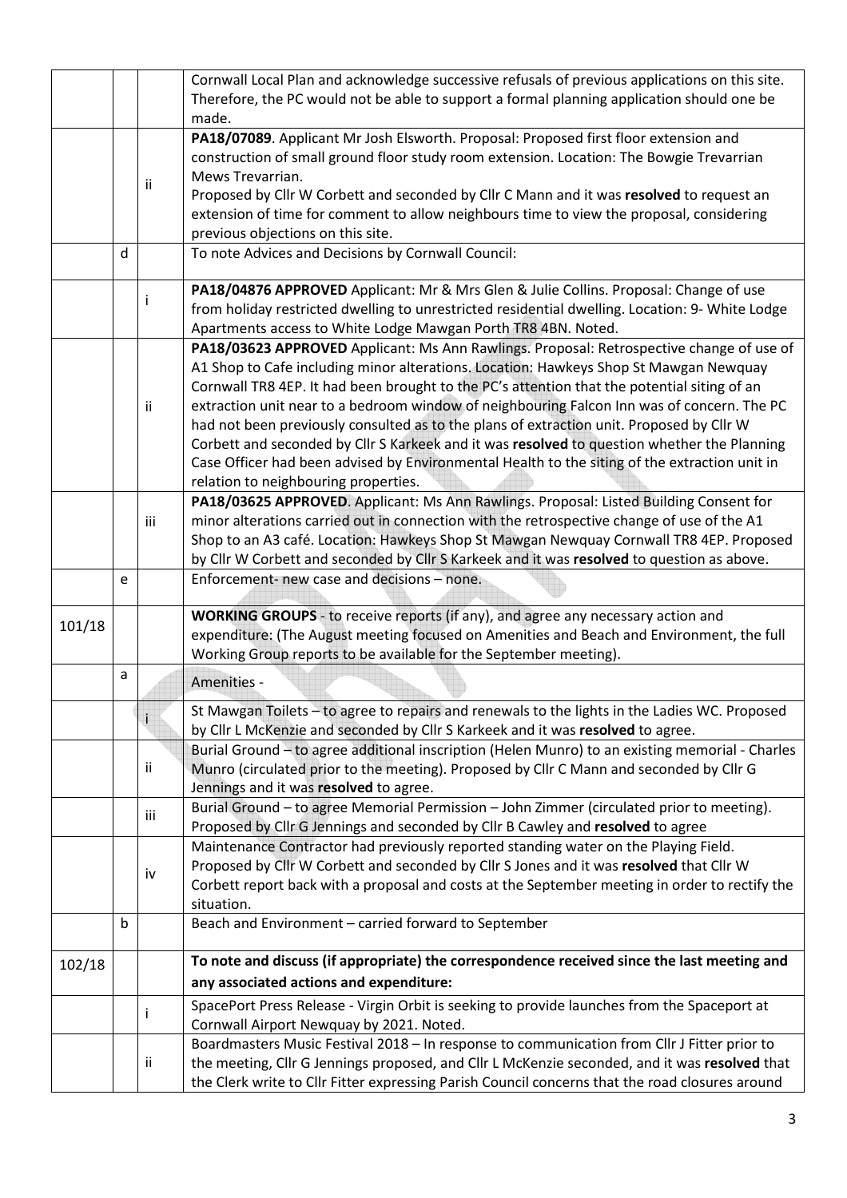| | | | |
|---|---|---|---|
| | | | Cornwall Local Plan and acknowledge successive refusals of previous applications on this site. Therefore, the PC would not be able to support a formal planning application should one be made. |
| | | ii | **PA18/07089**. Applicant Mr Josh Elsworth. Proposal: Proposed first floor extension and construction of small ground floor study room extension. Location: The Bowgie Trevarrian Mews Trevarrian. Proposed by Cllr W Corbett and seconded by Cllr C Mann and it was **resolved** to request an extension of time for comment to allow neighbours time to view the proposal, considering previous objections on this site. |
| | d | | To note Advices and Decisions by Cornwall Council: |
| | | i | **PA18/04876 APPROVED** Applicant: Mr & Mrs Glen & Julie Collins. Proposal: Change of use from holiday restricted dwelling to unrestricted residential dwelling. Location: 9- White Lodge Apartments access to White Lodge Mawgan Porth TR8 4BN. Noted. |
| | | ii | **PA18/03623 APPROVED** Applicant: Ms Ann Rawlings. Proposal: Retrospective change of use of A1 Shop to Cafe including minor alterations. Location: Hawkeys Shop St Mawgan Newquay Cornwall TR8 4EP. It had been brought to the PC's attention that the potential siting of an extraction unit near to a bedroom window of neighbouring Falcon Inn was of concern. The PC had not been previously consulted as to the plans of extraction unit. Proposed by Cllr W Corbett and seconded by Cllr S Karkeek and it was **resolved** to question whether the Planning Case Officer had been advised by Environmental Health to the siting of the extraction unit in relation to neighbouring properties. |
| | | iii | **PA18/03625 APPROVED**. Applicant: Ms Ann Rawlings. Proposal: Listed Building Consent for minor alterations carried out in connection with the retrospective change of use of the A1 Shop to an A3 café. Location: Hawkeys Shop St Mawgan Newquay Cornwall TR8 4EP. Proposed by Cllr W Corbett and seconded by Cllr S Karkeek and it was **resolved** to question as above. |
| | e | | Enforcement- new case and decisions – none. |
| 101/18 | | | **WORKING GROUPS** - to receive reports (if any), and agree any necessary action and expenditure: (The August meeting focused on Amenities and Beach and Environment, the full Working Group reports to be available for the September meeting). |
| | a | | Amenities - |
| | | i | St Mawgan Toilets – to agree to repairs and renewals to the lights in the Ladies WC. Proposed by Cllr L McKenzie and seconded by Cllr S Karkeek and it was **resolved** to agree. |
| | | ii | Burial Ground – to agree additional inscription (Helen Munro) to an existing memorial - Charles Munro (circulated prior to the meeting). Proposed by Cllr C Mann and seconded by Cllr G Jennings and it was **resolved** to agree. |
| | | iii | Burial Ground – to agree Memorial Permission – John Zimmer (circulated prior to meeting). Proposed by Cllr G Jennings and seconded by Cllr B Cawley and **resolved** to agree |
| | | iv | Maintenance Contractor had previously reported standing water on the Playing Field. Proposed by Cllr W Corbett and seconded by Cllr S Jones and it was **resolved** that Cllr W Corbett report back with a proposal and costs at the September meeting in order to rectify the situation. |
| | b | | Beach and Environment – carried forward to September |
| 102/18 | | | **To note and discuss (if appropriate) the correspondence received since the last meeting and any associated actions and expenditure:** |
| | | i | SpacePort Press Release - Virgin Orbit is seeking to provide launches from the Spaceport at Cornwall Airport Newquay by 2021. Noted. |
| | | ii | Boardmasters Music Festival 2018 – In response to communication from Cllr J Fitter prior to the meeting, Cllr G Jennings proposed, and Cllr L McKenzie seconded, and it was **resolved** that the Clerk write to Cllr Fitter expressing Parish Council concerns that the road closures around |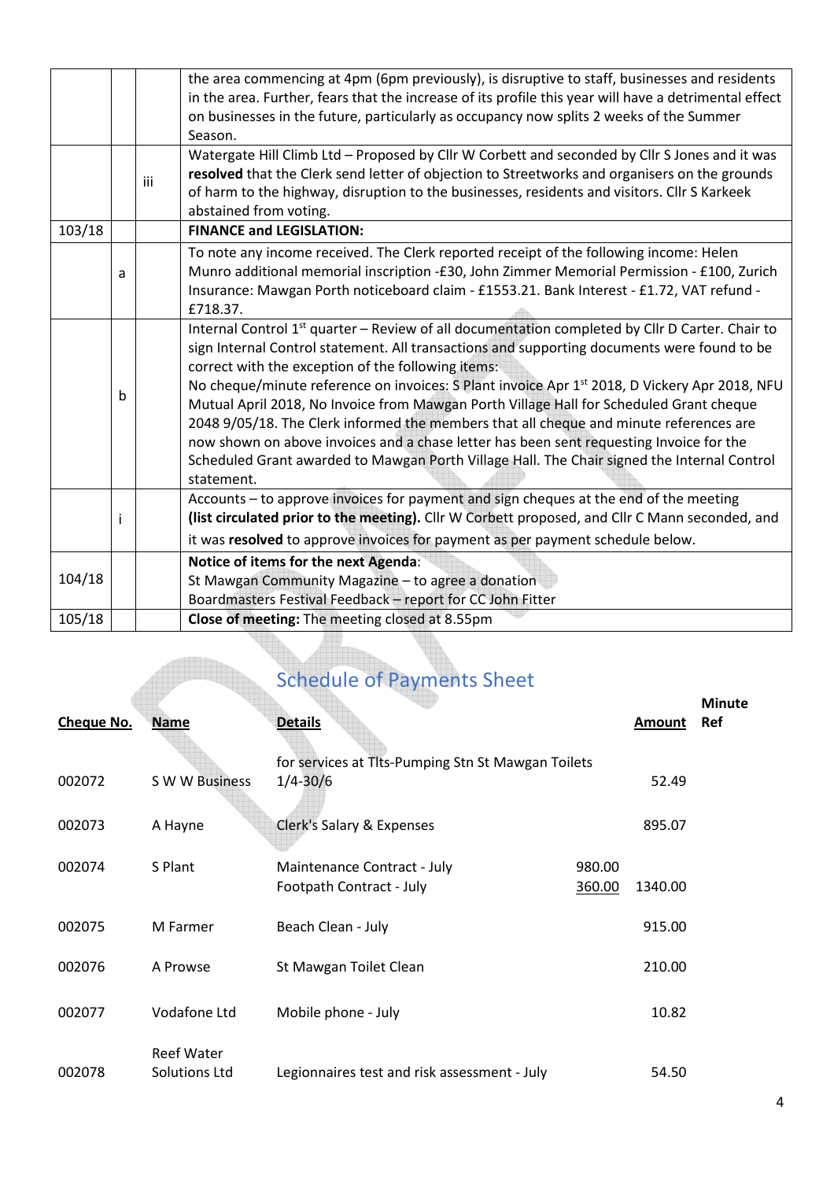| | | | |
|---|---|---|---|
| | | | the area commencing at 4pm (6pm previously), is disruptive to staff, businesses and residents in the area. Further, fears that the increase of its profile this year will have a detrimental effect on businesses in the future, particularly as occupancy now splits 2 weeks of the Summer Season. |
| | | iii | Watergate Hill Climb Ltd – Proposed by Cllr W Corbett and seconded by Cllr S Jones and it was **resolved** that the Clerk send letter of objection to Streetworks and organisers on the grounds of harm to the highway, disruption to the businesses, residents and visitors. Cllr S Karkeek abstained from voting. |
| 103/18 | | | **FINANCE and LEGISLATION:** |
| | a | | To note any income received. The Clerk reported receipt of the following income: Helen Munro additional memorial inscription -£30, John Zimmer Memorial Permission - £100, Zurich Insurance: Mawgan Porth noticeboard claim - £1553.21. Bank Interest - £1.72, VAT refund - £718.37. |
| | b | | Internal Control 1st quarter – Review of all documentation completed by Cllr D Carter. Chair to sign Internal Control statement. All transactions and supporting documents were found to be correct with the exception of the following items: No cheque/minute reference on invoices: S Plant invoice Apr 1st 2018, D Vickery Apr 2018, NFU Mutual April 2018, No Invoice from Mawgan Porth Village Hall for Scheduled Grant cheque 2048 9/05/18. The Clerk informed the members that all cheque and minute references are now shown on above invoices and a chase letter has been sent requesting Invoice for the Scheduled Grant awarded to Mawgan Porth Village Hall. The Chair signed the Internal Control statement. |
| | i | | Accounts – to approve invoices for payment and sign cheques at the end of the meeting **(list circulated prior to the meeting).** Cllr W Corbett proposed, and Cllr C Mann seconded, and it was **resolved** to approve invoices for payment as per payment schedule below. |
| 104/18 | | | **Notice of items for the next Agenda**: St Mawgan Community Magazine – to agree a donation Boardmasters Festival Feedback – report for CC John Fitter |
| 105/18 | | | **Close of meeting:** The meeting closed at 8.55pm |

## Schedule of Payments Sheet

| Cheque No. | Name | Details | | Amount | Minute Ref |
|---|---|---|---|---|---|
| 002072 | S W W Business | for services at Tlts-Pumping Stn St Mawgan Toilets 1/4-30/6 | | 52.49 | |
| 002073 | A Hayne | Clerk's Salary & Expenses | | 895.07 | |
| 002074 | S Plant | Maintenance Contract - July<br>Footpath Contract - July | 980.00<br>360.00 | 1340.00 | |
| 002075 | M Farmer | Beach Clean - July | | 915.00 | |
| 002076 | A Prowse | St Mawgan Toilet Clean | | 210.00 | |
| 002077 | Vodafone Ltd | Mobile phone - July | | 10.82 | |
| 002078 | Reef Water Solutions Ltd | Legionnaires test and risk assessment - July | | 54.50 | |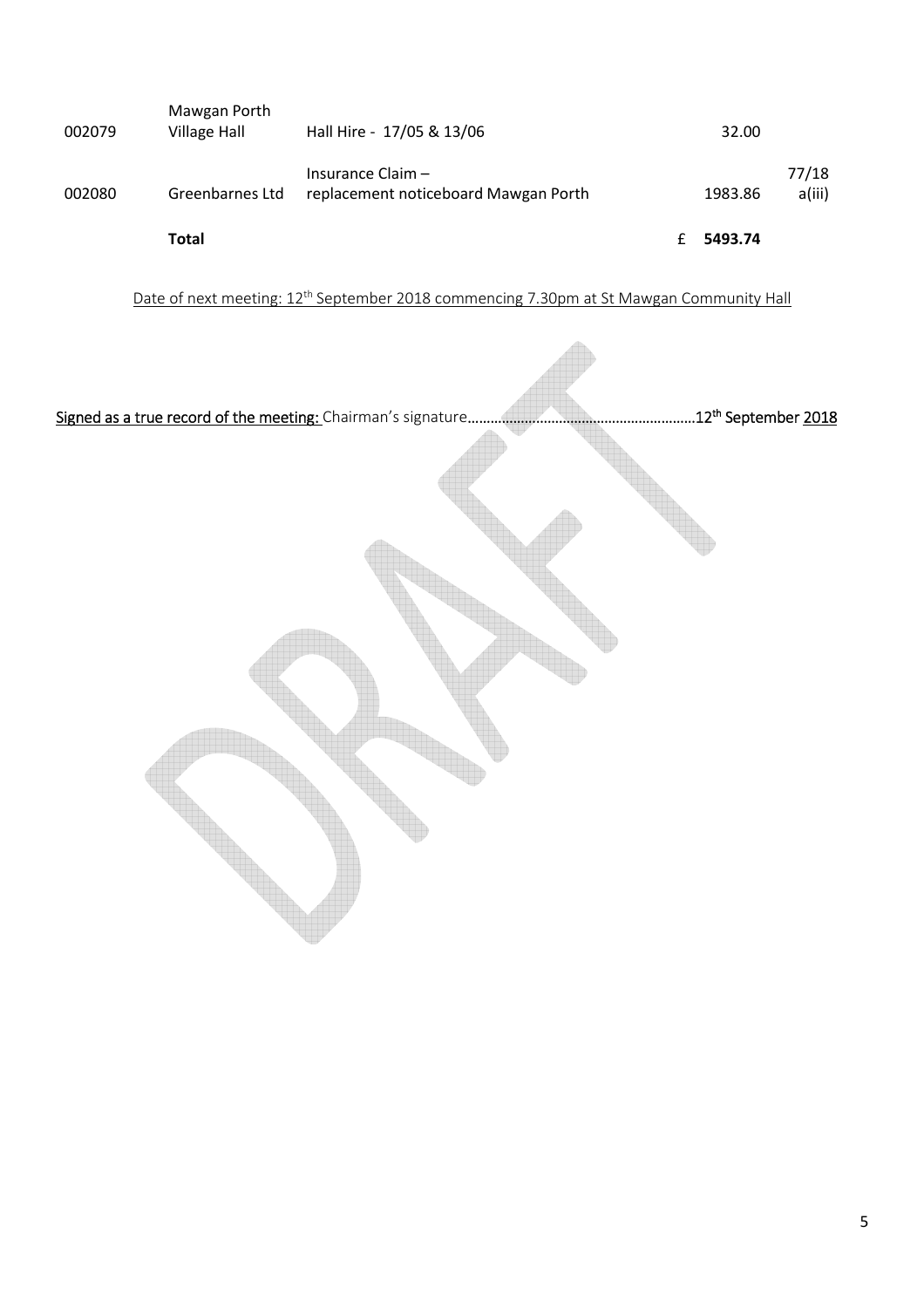| | | | | |
|---|---|---|---|---|
| 002079 | Mawgan Porth Village Hall | Hall Hire - 17/05 & 13/06 | 32.00 | |
| 002080 | Greenbarnes Ltd | Insurance Claim – replacement noticeboard Mawgan Porth | 1983.86 | 77/18 a(iii) |
| | **Total** | | £ **5493.74** | |

Date of next meeting: 12th September 2018 commencing 7.30pm at St Mawgan Community Hall

Signed as a true record of the meeting: Chairman's signature……………………………………………………12th September 2018

DRAFT